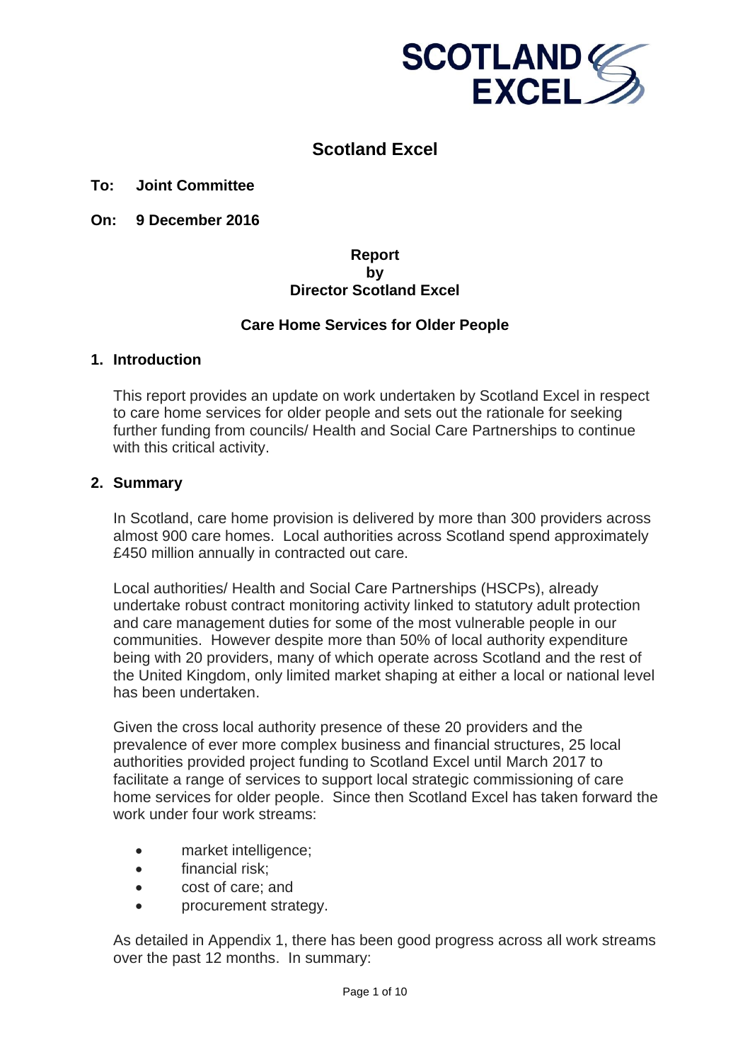# Scotland Excel

**To: Joint Committee**

**On: 9 December 2016**

**Report**
**by**
**Director Scotland Excel**

## Care Home Services for Older People

### 1. Introduction

This report provides an update on work undertaken by Scotland Excel in respect to care home services for older people and sets out the rationale for seeking further funding from councils/ Health and Social Care Partnerships to continue with this critical activity.

### 2. Summary

In Scotland, care home provision is delivered by more than 300 providers across almost 900 care homes. Local authorities across Scotland spend approximately £450 million annually in contracted out care.

Local authorities/ Health and Social Care Partnerships (HSCPs), already undertake robust contract monitoring activity linked to statutory adult protection and care management duties for some of the most vulnerable people in our communities. However despite more than 50% of local authority expenditure being with 20 providers, many of which operate across Scotland and the rest of the United Kingdom, only limited market shaping at either a local or national level has been undertaken.

Given the cross local authority presence of these 20 providers and the prevalence of ever more complex business and financial structures, 25 local authorities provided project funding to Scotland Excel until March 2017 to facilitate a range of services to support local strategic commissioning of care home services for older people. Since then Scotland Excel has taken forward the work under four work streams:

- market intelligence;
- financial risk;
- cost of care; and
- procurement strategy.

As detailed in Appendix 1, there has been good progress across all work streams over the past 12 months. In summary: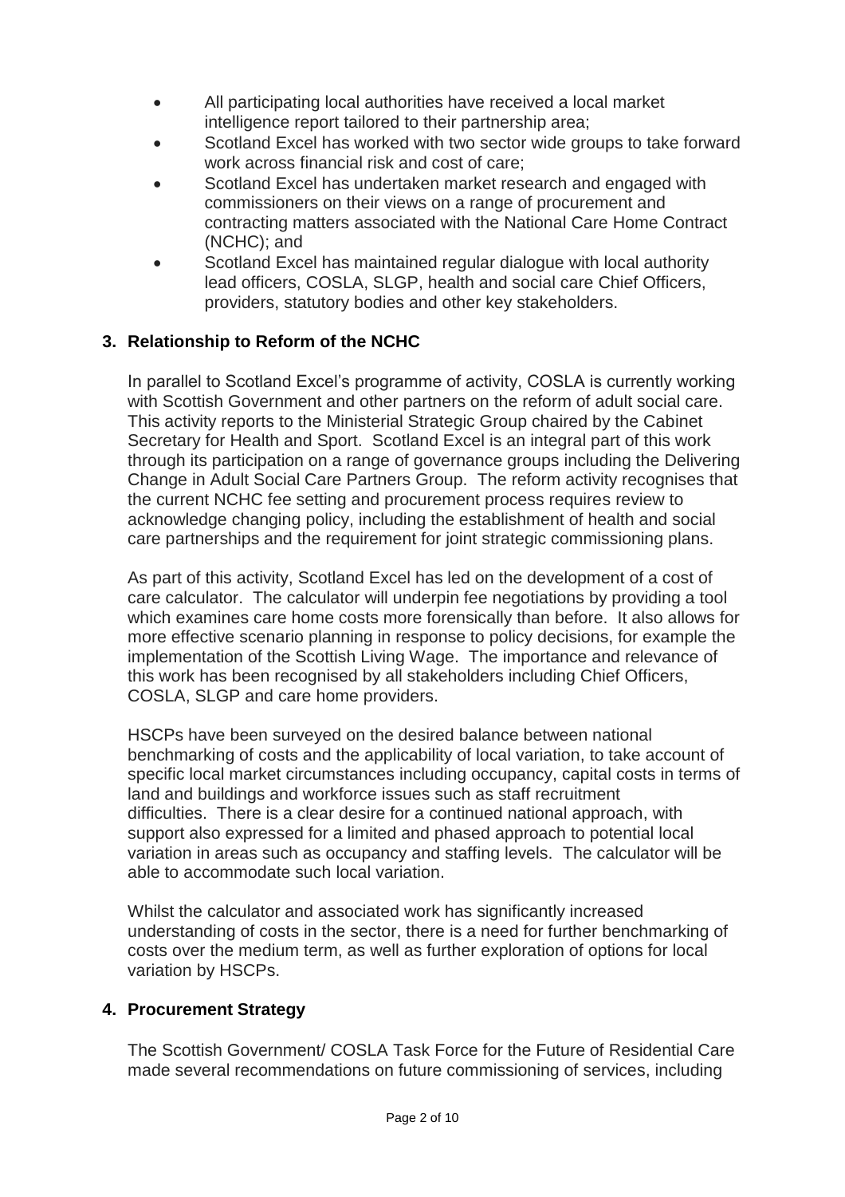- All participating local authorities have received a local market intelligence report tailored to their partnership area;
- Scotland Excel has worked with two sector wide groups to take forward work across financial risk and cost of care;
- Scotland Excel has undertaken market research and engaged with commissioners on their views on a range of procurement and contracting matters associated with the National Care Home Contract (NCHC); and
- Scotland Excel has maintained regular dialogue with local authority lead officers, COSLA, SLGP, health and social care Chief Officers, providers, statutory bodies and other key stakeholders.

## 3. Relationship to Reform of the NCHC

In parallel to Scotland Excel's programme of activity, COSLA is currently working with Scottish Government and other partners on the reform of adult social care. This activity reports to the Ministerial Strategic Group chaired by the Cabinet Secretary for Health and Sport. Scotland Excel is an integral part of this work through its participation on a range of governance groups including the Delivering Change in Adult Social Care Partners Group. The reform activity recognises that the current NCHC fee setting and procurement process requires review to acknowledge changing policy, including the establishment of health and social care partnerships and the requirement for joint strategic commissioning plans.

As part of this activity, Scotland Excel has led on the development of a cost of care calculator. The calculator will underpin fee negotiations by providing a tool which examines care home costs more forensically than before. It also allows for more effective scenario planning in response to policy decisions, for example the implementation of the Scottish Living Wage. The importance and relevance of this work has been recognised by all stakeholders including Chief Officers, COSLA, SLGP and care home providers.

HSCPs have been surveyed on the desired balance between national benchmarking of costs and the applicability of local variation, to take account of specific local market circumstances including occupancy, capital costs in terms of land and buildings and workforce issues such as staff recruitment difficulties. There is a clear desire for a continued national approach, with support also expressed for a limited and phased approach to potential local variation in areas such as occupancy and staffing levels. The calculator will be able to accommodate such local variation.

Whilst the calculator and associated work has significantly increased understanding of costs in the sector, there is a need for further benchmarking of costs over the medium term, as well as further exploration of options for local variation by HSCPs.

## 4. Procurement Strategy

The Scottish Government/ COSLA Task Force for the Future of Residential Care made several recommendations on future commissioning of services, including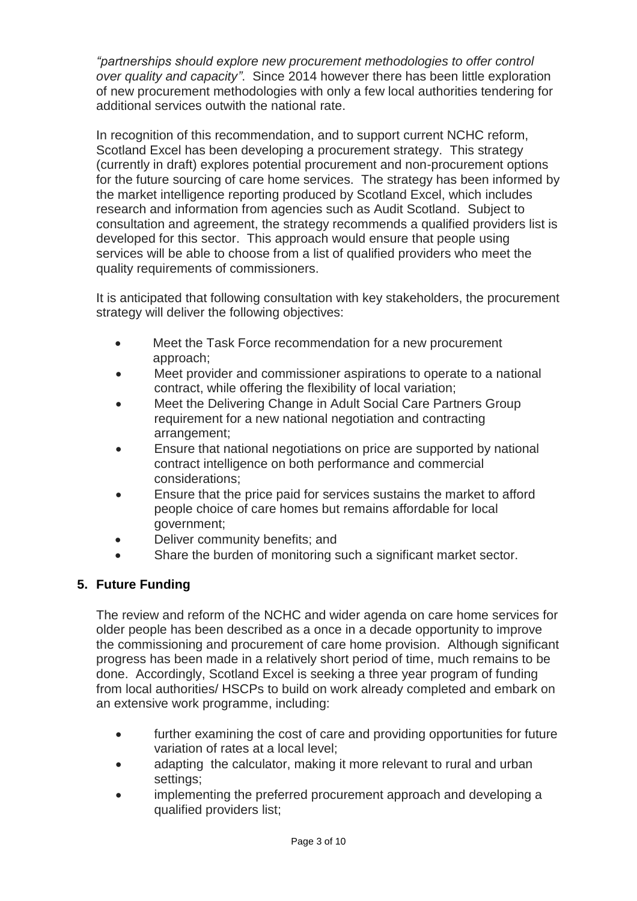*"partnerships should explore new procurement methodologies to offer control over quality and capacity"*. Since 2014 however there has been little exploration of new procurement methodologies with only a few local authorities tendering for additional services outwith the national rate.

In recognition of this recommendation, and to support current NCHC reform, Scotland Excel has been developing a procurement strategy. This strategy (currently in draft) explores potential procurement and non-procurement options for the future sourcing of care home services. The strategy has been informed by the market intelligence reporting produced by Scotland Excel, which includes research and information from agencies such as Audit Scotland. Subject to consultation and agreement, the strategy recommends a qualified providers list is developed for this sector. This approach would ensure that people using services will be able to choose from a list of qualified providers who meet the quality requirements of commissioners.

It is anticipated that following consultation with key stakeholders, the procurement strategy will deliver the following objectives:

- Meet the Task Force recommendation for a new procurement approach;
- Meet provider and commissioner aspirations to operate to a national contract, while offering the flexibility of local variation;
- Meet the Delivering Change in Adult Social Care Partners Group requirement for a new national negotiation and contracting arrangement;
- Ensure that national negotiations on price are supported by national contract intelligence on both performance and commercial considerations;
- Ensure that the price paid for services sustains the market to afford people choice of care homes but remains affordable for local government;
- Deliver community benefits; and
- Share the burden of monitoring such a significant market sector.

## 5. Future Funding

The review and reform of the NCHC and wider agenda on care home services for older people has been described as a once in a decade opportunity to improve the commissioning and procurement of care home provision. Although significant progress has been made in a relatively short period of time, much remains to be done. Accordingly, Scotland Excel is seeking a three year program of funding from local authorities/ HSCPs to build on work already completed and embark on an extensive work programme, including:

- further examining the cost of care and providing opportunities for future variation of rates at a local level;
- adapting the calculator, making it more relevant to rural and urban settings;
- implementing the preferred procurement approach and developing a qualified providers list;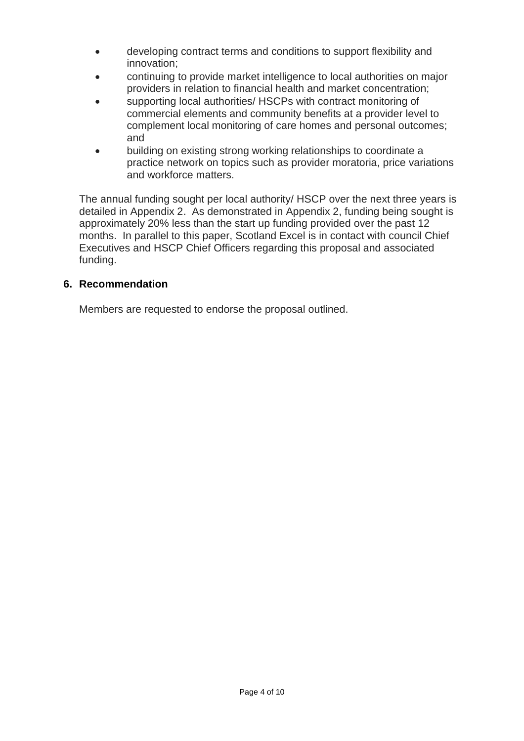- developing contract terms and conditions to support flexibility and innovation;
- continuing to provide market intelligence to local authorities on major providers in relation to financial health and market concentration;
- supporting local authorities/ HSCPs with contract monitoring of commercial elements and community benefits at a provider level to complement local monitoring of care homes and personal outcomes; and
- building on existing strong working relationships to coordinate a practice network on topics such as provider moratoria, price variations and workforce matters.

The annual funding sought per local authority/ HSCP over the next three years is detailed in Appendix 2. As demonstrated in Appendix 2, funding being sought is approximately 20% less than the start up funding provided over the past 12 months. In parallel to this paper, Scotland Excel is in contact with council Chief Executives and HSCP Chief Officers regarding this proposal and associated funding.

## 6. Recommendation

Members are requested to endorse the proposal outlined.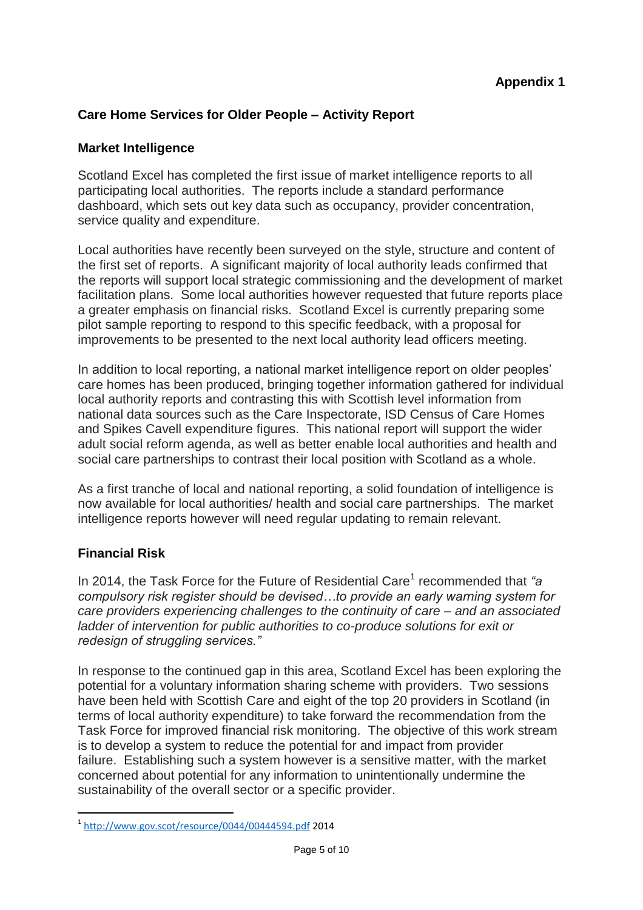**Appendix 1**

## Care Home Services for Older People – Activity Report

### Market Intelligence

Scotland Excel has completed the first issue of market intelligence reports to all participating local authorities. The reports include a standard performance dashboard, which sets out key data such as occupancy, provider concentration, service quality and expenditure.

Local authorities have recently been surveyed on the style, structure and content of the first set of reports. A significant majority of local authority leads confirmed that the reports will support local strategic commissioning and the development of market facilitation plans. Some local authorities however requested that future reports place a greater emphasis on financial risks. Scotland Excel is currently preparing some pilot sample reporting to respond to this specific feedback, with a proposal for improvements to be presented to the next local authority lead officers meeting.

In addition to local reporting, a national market intelligence report on older peoples' care homes has been produced, bringing together information gathered for individual local authority reports and contrasting this with Scottish level information from national data sources such as the Care Inspectorate, ISD Census of Care Homes and Spikes Cavell expenditure figures. This national report will support the wider adult social reform agenda, as well as better enable local authorities and health and social care partnerships to contrast their local position with Scotland as a whole.

As a first tranche of local and national reporting, a solid foundation of intelligence is now available for local authorities/ health and social care partnerships. The market intelligence reports however will need regular updating to remain relevant.

### Financial Risk

In 2014, the Task Force for the Future of Residential Care[1] recommended that *"a compulsory risk register should be devised…to provide an early warning system for care providers experiencing challenges to the continuity of care – and an associated ladder of intervention for public authorities to co-produce solutions for exit or redesign of struggling services."*

In response to the continued gap in this area, Scotland Excel has been exploring the potential for a voluntary information sharing scheme with providers. Two sessions have been held with Scottish Care and eight of the top 20 providers in Scotland (in terms of local authority expenditure) to take forward the recommendation from the Task Force for improved financial risk monitoring. The objective of this work stream is to develop a system to reduce the potential for and impact from provider failure. Establishing such a system however is a sensitive matter, with the market concerned about potential for any information to unintentionally undermine the sustainability of the overall sector or a specific provider.

---

[1] http://www.gov.scot/resource/0044/00444594.pdf 2014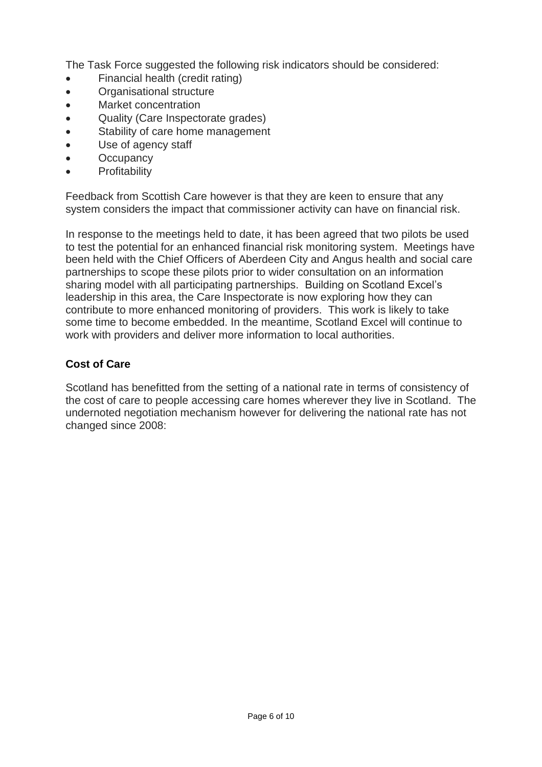The Task Force suggested the following risk indicators should be considered:

- Financial health (credit rating)
- Organisational structure
- Market concentration
- Quality (Care Inspectorate grades)
- Stability of care home management
- Use of agency staff
- Occupancy
- Profitability

Feedback from Scottish Care however is that they are keen to ensure that any system considers the impact that commissioner activity can have on financial risk.

In response to the meetings held to date, it has been agreed that two pilots be used to test the potential for an enhanced financial risk monitoring system. Meetings have been held with the Chief Officers of Aberdeen City and Angus health and social care partnerships to scope these pilots prior to wider consultation on an information sharing model with all participating partnerships. Building on Scotland Excel's leadership in this area, the Care Inspectorate is now exploring how they can contribute to more enhanced monitoring of providers. This work is likely to take some time to become embedded. In the meantime, Scotland Excel will continue to work with providers and deliver more information to local authorities.

**Cost of Care**

Scotland has benefitted from the setting of a national rate in terms of consistency of the cost of care to people accessing care homes wherever they live in Scotland. The undernoted negotiation mechanism however for delivering the national rate has not changed since 2008: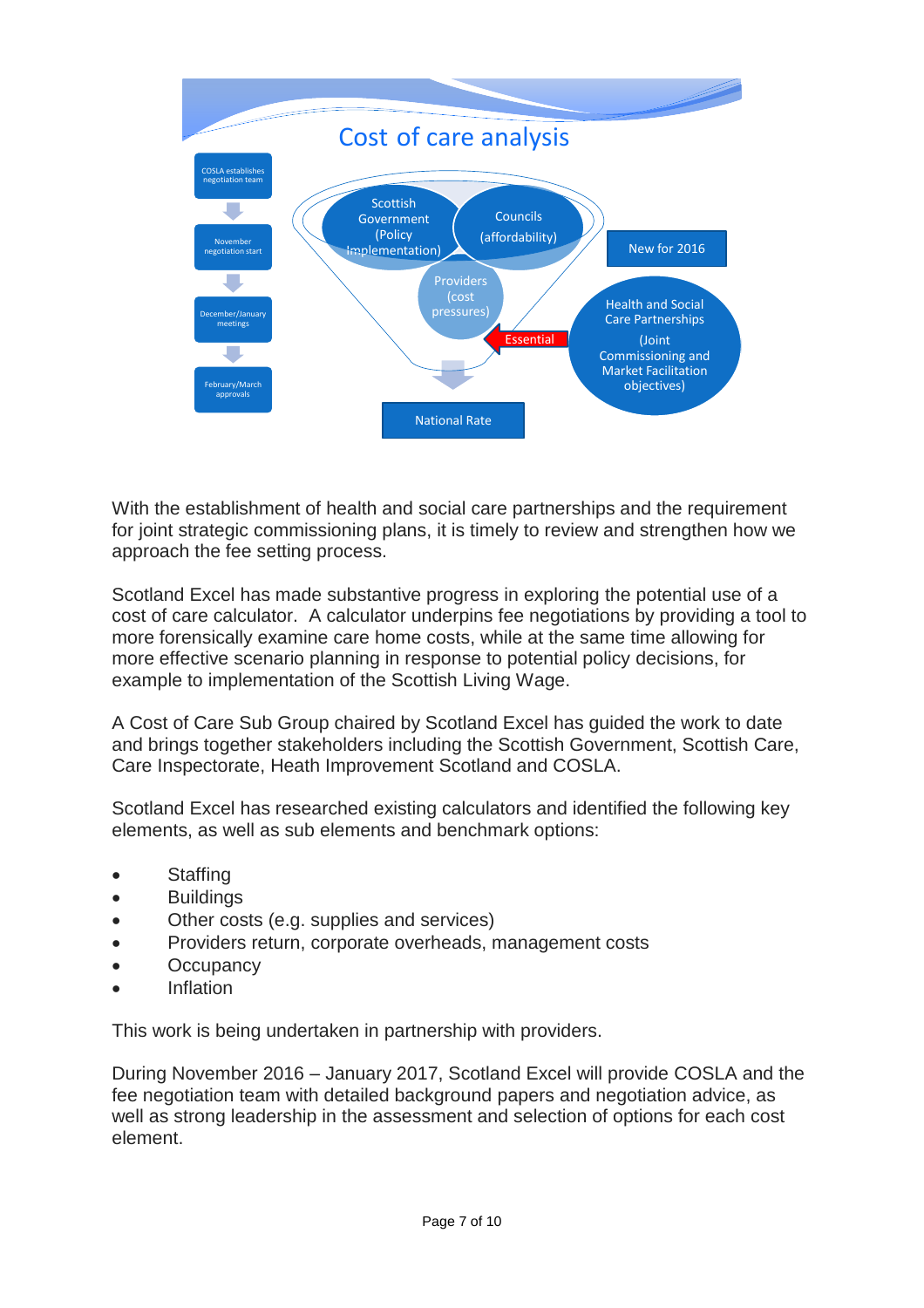# Cost of care analysis

- COSLA establishes negotiation team
- November negotiation start
- December/January meetings
- February/March approvals

Scottish Government (Policy Implementation)

Councils (affordability)

Providers (cost pressures)

New for 2016

Health and Social Care Partnerships (Joint Commissioning and Market Facilitation objectives)

Essential

National Rate

With the establishment of health and social care partnerships and the requirement for joint strategic commissioning plans, it is timely to review and strengthen how we approach the fee setting process.

Scotland Excel has made substantive progress in exploring the potential use of a cost of care calculator. A calculator underpins fee negotiations by providing a tool to more forensically examine care home costs, while at the same time allowing for more effective scenario planning in response to potential policy decisions, for example to implementation of the Scottish Living Wage.

A Cost of Care Sub Group chaired by Scotland Excel has guided the work to date and brings together stakeholders including the Scottish Government, Scottish Care, Care Inspectorate, Heath Improvement Scotland and COSLA.

Scotland Excel has researched existing calculators and identified the following key elements, as well as sub elements and benchmark options:

- Staffing
- Buildings
- Other costs (e.g. supplies and services)
- Providers return, corporate overheads, management costs
- Occupancy
- Inflation

This work is being undertaken in partnership with providers.

During November 2016 – January 2017, Scotland Excel will provide COSLA and the fee negotiation team with detailed background papers and negotiation advice, as well as strong leadership in the assessment and selection of options for each cost element.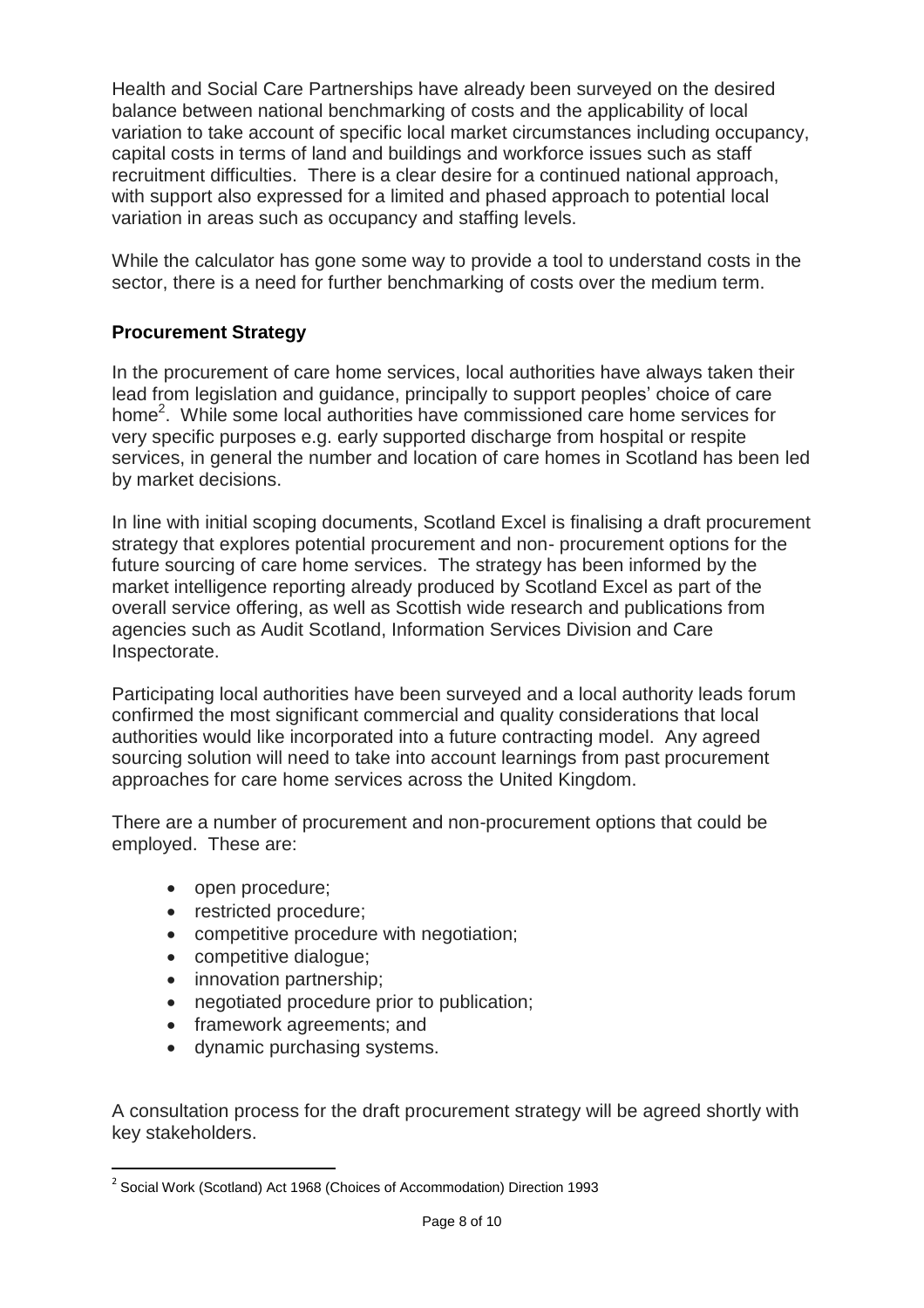Health and Social Care Partnerships have already been surveyed on the desired balance between national benchmarking of costs and the applicability of local variation to take account of specific local market circumstances including occupancy, capital costs in terms of land and buildings and workforce issues such as staff recruitment difficulties. There is a clear desire for a continued national approach, with support also expressed for a limited and phased approach to potential local variation in areas such as occupancy and staffing levels.

While the calculator has gone some way to provide a tool to understand costs in the sector, there is a need for further benchmarking of costs over the medium term.

## Procurement Strategy

In the procurement of care home services, local authorities have always taken their lead from legislation and guidance, principally to support peoples' choice of care home[2]. While some local authorities have commissioned care home services for very specific purposes e.g. early supported discharge from hospital or respite services, in general the number and location of care homes in Scotland has been led by market decisions.

In line with initial scoping documents, Scotland Excel is finalising a draft procurement strategy that explores potential procurement and non- procurement options for the future sourcing of care home services. The strategy has been informed by the market intelligence reporting already produced by Scotland Excel as part of the overall service offering, as well as Scottish wide research and publications from agencies such as Audit Scotland, Information Services Division and Care Inspectorate.

Participating local authorities have been surveyed and a local authority leads forum confirmed the most significant commercial and quality considerations that local authorities would like incorporated into a future contracting model. Any agreed sourcing solution will need to take into account learnings from past procurement approaches for care home services across the United Kingdom.

There are a number of procurement and non-procurement options that could be employed. These are:

- open procedure;
- restricted procedure;
- competitive procedure with negotiation;
- competitive dialogue;
- innovation partnership;
- negotiated procedure prior to publication;
- framework agreements; and
- dynamic purchasing systems.

A consultation process for the draft procurement strategy will be agreed shortly with key stakeholders.

[2] Social Work (Scotland) Act 1968 (Choices of Accommodation) Direction 1993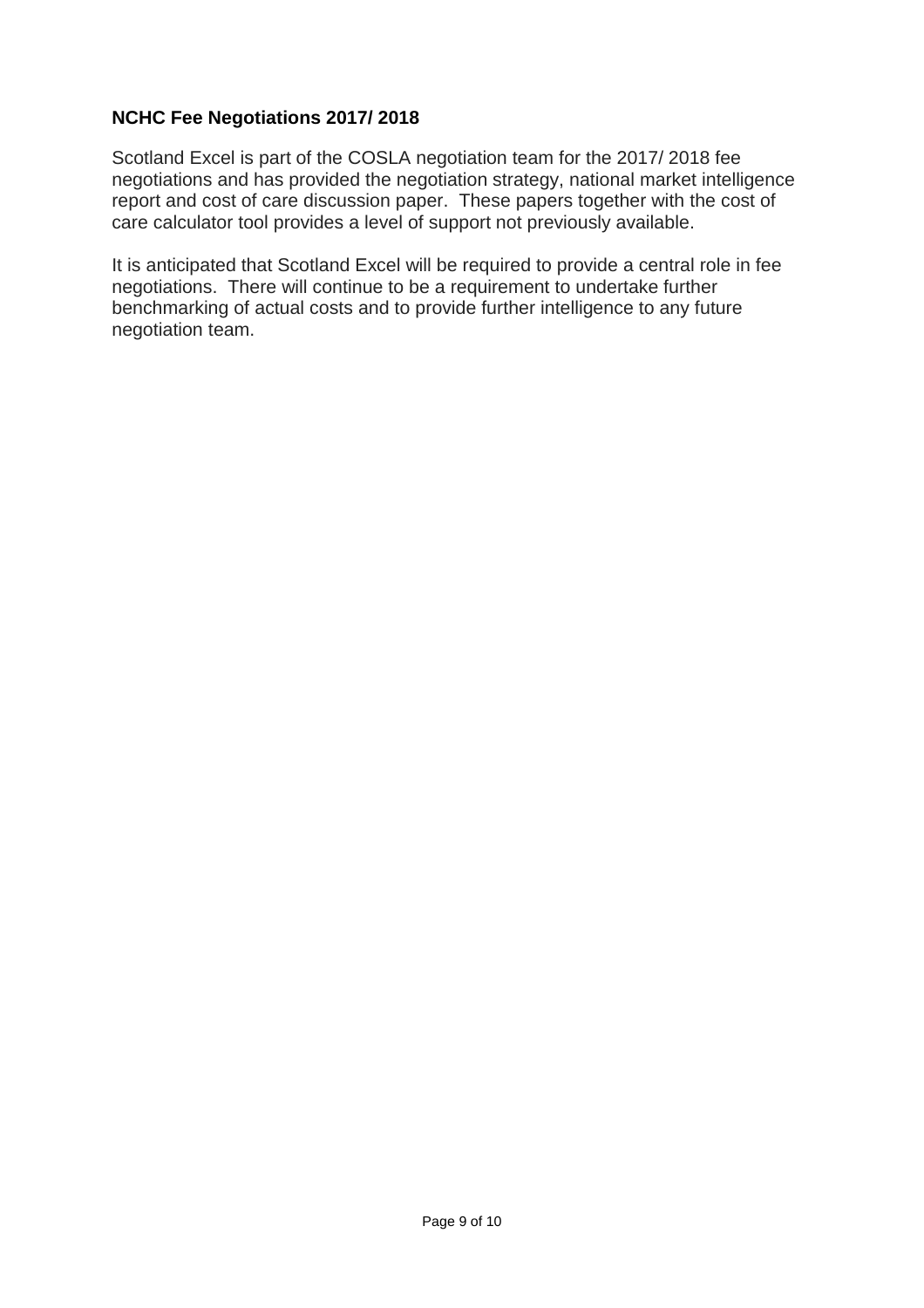## NCHC Fee Negotiations 2017/ 2018

Scotland Excel is part of the COSLA negotiation team for the 2017/ 2018 fee negotiations and has provided the negotiation strategy, national market intelligence report and cost of care discussion paper. These papers together with the cost of care calculator tool provides a level of support not previously available.

It is anticipated that Scotland Excel will be required to provide a central role in fee negotiations. There will continue to be a requirement to undertake further benchmarking of actual costs and to provide further intelligence to any future negotiation team.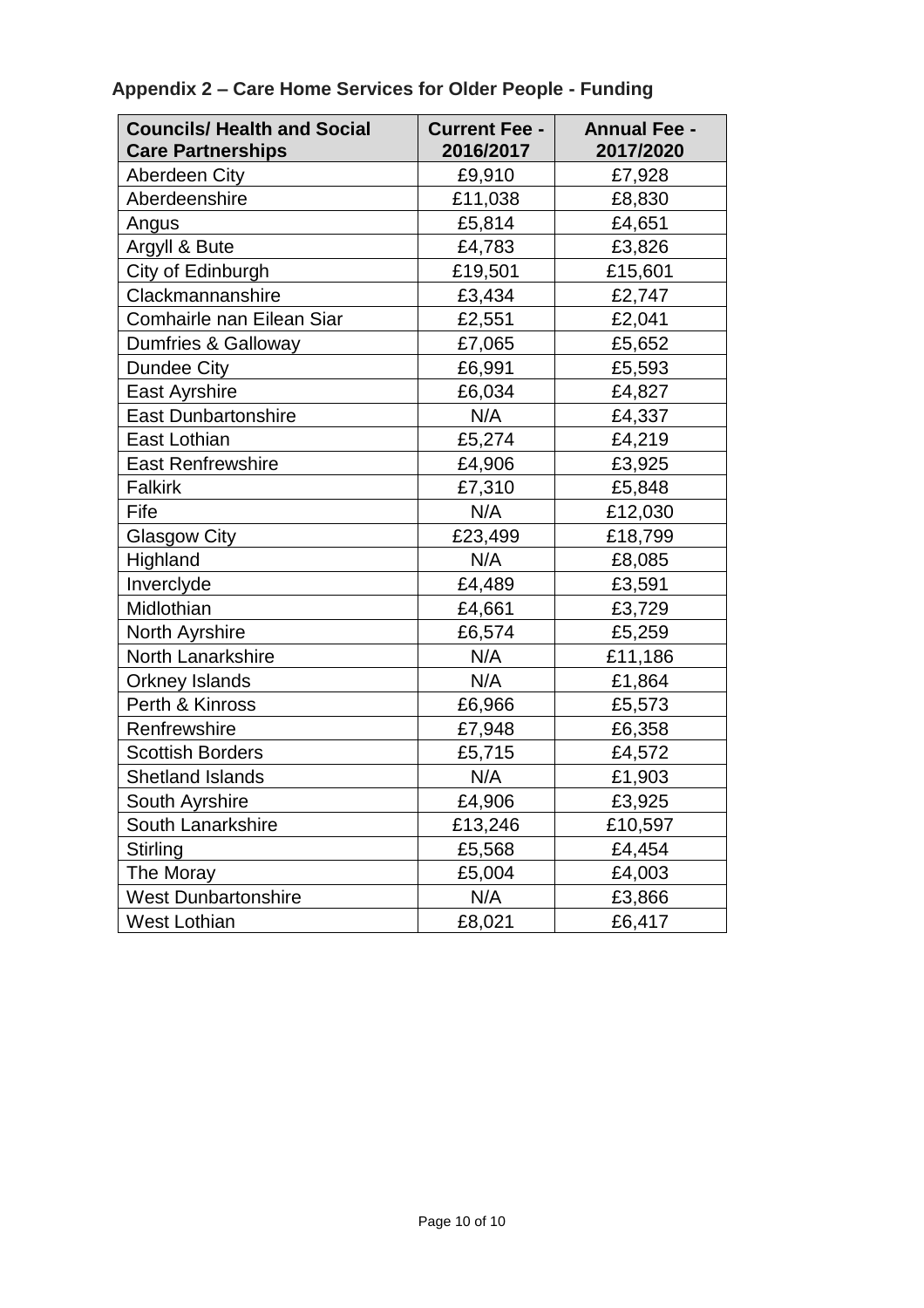## Appendix 2 – Care Home Services for Older People - Funding

| Councils/ Health and Social Care Partnerships | Current Fee - 2016/2017 | Annual Fee - 2017/2020 |
|---|---|---|
| Aberdeen City | £9,910 | £7,928 |
| Aberdeenshire | £11,038 | £8,830 |
| Angus | £5,814 | £4,651 |
| Argyll & Bute | £4,783 | £3,826 |
| City of Edinburgh | £19,501 | £15,601 |
| Clackmannanshire | £3,434 | £2,747 |
| Comhairle nan Eilean Siar | £2,551 | £2,041 |
| Dumfries & Galloway | £7,065 | £5,652 |
| Dundee City | £6,991 | £5,593 |
| East Ayrshire | £6,034 | £4,827 |
| East Dunbartonshire | N/A | £4,337 |
| East Lothian | £5,274 | £4,219 |
| East Renfrewshire | £4,906 | £3,925 |
| Falkirk | £7,310 | £5,848 |
| Fife | N/A | £12,030 |
| Glasgow City | £23,499 | £18,799 |
| Highland | N/A | £8,085 |
| Inverclyde | £4,489 | £3,591 |
| Midlothian | £4,661 | £3,729 |
| North Ayrshire | £6,574 | £5,259 |
| North Lanarkshire | N/A | £11,186 |
| Orkney Islands | N/A | £1,864 |
| Perth & Kinross | £6,966 | £5,573 |
| Renfrewshire | £7,948 | £6,358 |
| Scottish Borders | £5,715 | £4,572 |
| Shetland Islands | N/A | £1,903 |
| South Ayrshire | £4,906 | £3,925 |
| South Lanarkshire | £13,246 | £10,597 |
| Stirling | £5,568 | £4,454 |
| The Moray | £5,004 | £4,003 |
| West Dunbartonshire | N/A | £3,866 |
| West Lothian | £8,021 | £6,417 |